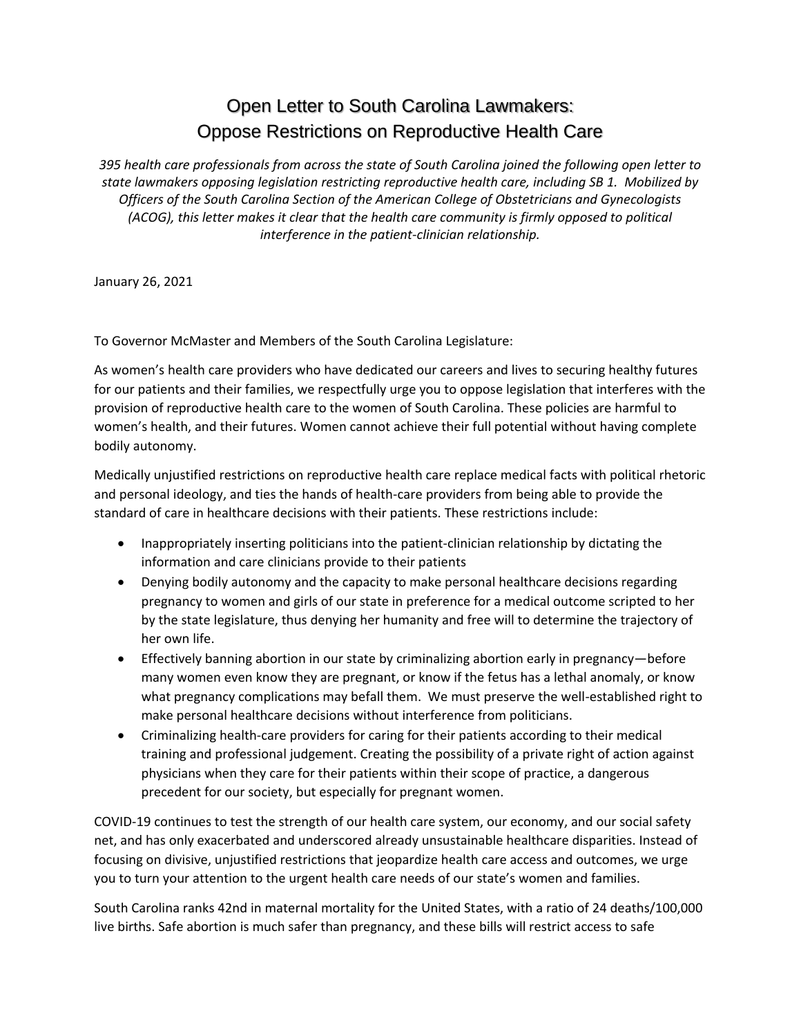# Open Letter to South Carolina Lawmakers:
# Oppose Restrictions on Reproductive Health Care

*395 health care professionals from across the state of South Carolina joined the following open letter to state lawmakers opposing legislation restricting reproductive health care, including SB 1. Mobilized by Officers of the South Carolina Section of the American College of Obstetricians and Gynecologists (ACOG), this letter makes it clear that the health care community is firmly opposed to political interference in the patient-clinician relationship.*

January 26, 2021

To Governor McMaster and Members of the South Carolina Legislature:

As women's health care providers who have dedicated our careers and lives to securing healthy futures for our patients and their families, we respectfully urge you to oppose legislation that interferes with the provision of reproductive health care to the women of South Carolina. These policies are harmful to women's health, and their futures. Women cannot achieve their full potential without having complete bodily autonomy.

Medically unjustified restrictions on reproductive health care replace medical facts with political rhetoric and personal ideology, and ties the hands of health-care providers from being able to provide the standard of care in healthcare decisions with their patients. These restrictions include:

- Inappropriately inserting politicians into the patient-clinician relationship by dictating the information and care clinicians provide to their patients
- Denying bodily autonomy and the capacity to make personal healthcare decisions regarding pregnancy to women and girls of our state in preference for a medical outcome scripted to her by the state legislature, thus denying her humanity and free will to determine the trajectory of her own life.
- Effectively banning abortion in our state by criminalizing abortion early in pregnancy—before many women even know they are pregnant, or know if the fetus has a lethal anomaly, or know what pregnancy complications may befall them. We must preserve the well-established right to make personal healthcare decisions without interference from politicians.
- Criminalizing health-care providers for caring for their patients according to their medical training and professional judgement. Creating the possibility of a private right of action against physicians when they care for their patients within their scope of practice, a dangerous precedent for our society, but especially for pregnant women.

COVID-19 continues to test the strength of our health care system, our economy, and our social safety net, and has only exacerbated and underscored already unsustainable healthcare disparities. Instead of focusing on divisive, unjustified restrictions that jeopardize health care access and outcomes, we urge you to turn your attention to the urgent health care needs of our state's women and families.

South Carolina ranks 42nd in maternal mortality for the United States, with a ratio of 24 deaths/100,000 live births. Safe abortion is much safer than pregnancy, and these bills will restrict access to safe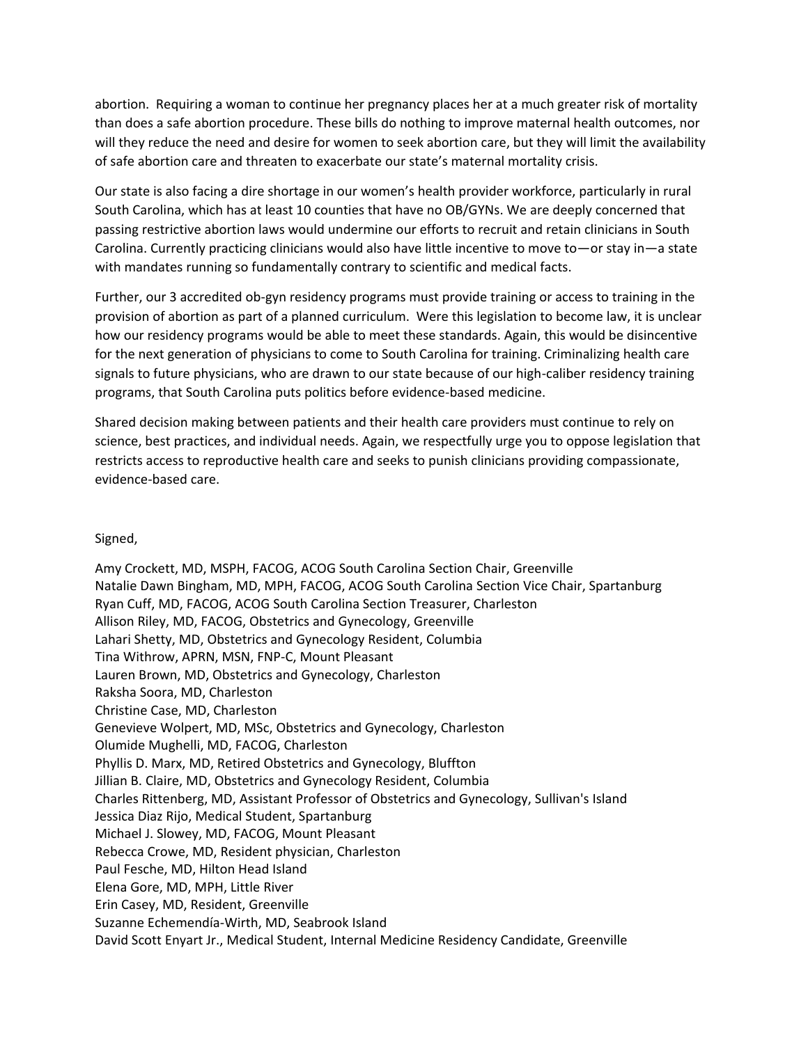abortion. Requiring a woman to continue her pregnancy places her at a much greater risk of mortality than does a safe abortion procedure. These bills do nothing to improve maternal health outcomes, nor will they reduce the need and desire for women to seek abortion care, but they will limit the availability of safe abortion care and threaten to exacerbate our state's maternal mortality crisis.

Our state is also facing a dire shortage in our women's health provider workforce, particularly in rural South Carolina, which has at least 10 counties that have no OB/GYNs. We are deeply concerned that passing restrictive abortion laws would undermine our efforts to recruit and retain clinicians in South Carolina. Currently practicing clinicians would also have little incentive to move to—or stay in—a state with mandates running so fundamentally contrary to scientific and medical facts.

Further, our 3 accredited ob-gyn residency programs must provide training or access to training in the provision of abortion as part of a planned curriculum. Were this legislation to become law, it is unclear how our residency programs would be able to meet these standards. Again, this would be disincentive for the next generation of physicians to come to South Carolina for training. Criminalizing health care signals to future physicians, who are drawn to our state because of our high-caliber residency training programs, that South Carolina puts politics before evidence-based medicine.

Shared decision making between patients and their health care providers must continue to rely on science, best practices, and individual needs. Again, we respectfully urge you to oppose legislation that restricts access to reproductive health care and seeks to punish clinicians providing compassionate, evidence-based care.

Signed,

Amy Crockett, MD, MSPH, FACOG, ACOG South Carolina Section Chair, Greenville
Natalie Dawn Bingham, MD, MPH, FACOG, ACOG South Carolina Section Vice Chair, Spartanburg
Ryan Cuff, MD, FACOG, ACOG South Carolina Section Treasurer, Charleston
Allison Riley, MD, FACOG, Obstetrics and Gynecology, Greenville
Lahari Shetty, MD, Obstetrics and Gynecology Resident, Columbia
Tina Withrow, APRN, MSN, FNP-C, Mount Pleasant
Lauren Brown, MD, Obstetrics and Gynecology, Charleston
Raksha Soora, MD, Charleston
Christine Case, MD, Charleston
Genevieve Wolpert, MD, MSc, Obstetrics and Gynecology, Charleston
Olumide Mughelli, MD, FACOG, Charleston
Phyllis D. Marx, MD, Retired Obstetrics and Gynecology, Bluffton
Jillian B. Claire, MD, Obstetrics and Gynecology Resident, Columbia
Charles Rittenberg, MD, Assistant Professor of Obstetrics and Gynecology, Sullivan's Island
Jessica Diaz Rijo, Medical Student, Spartanburg
Michael J. Slowey, MD, FACOG, Mount Pleasant
Rebecca Crowe, MD, Resident physician, Charleston
Paul Fesche, MD, Hilton Head Island
Elena Gore, MD, MPH, Little River
Erin Casey, MD, Resident, Greenville
Suzanne Echemendía-Wirth, MD, Seabrook Island
David Scott Enyart Jr., Medical Student, Internal Medicine Residency Candidate, Greenville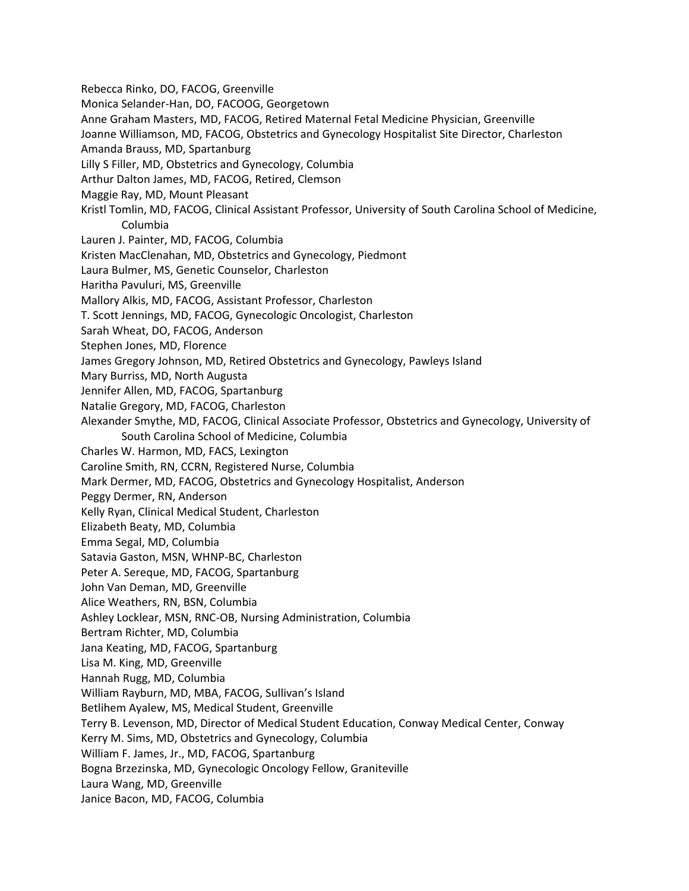Rebecca Rinko, DO, FACOG, Greenville  
Monica Selander-Han, DO, FACOOG, Georgetown  
Anne Graham Masters, MD, FACOG, Retired Maternal Fetal Medicine Physician, Greenville  
Joanne Williamson, MD, FACOG, Obstetrics and Gynecology Hospitalist Site Director, Charleston  
Amanda Brauss, MD, Spartanburg  
Lilly S Filler, MD, Obstetrics and Gynecology, Columbia  
Arthur Dalton James, MD, FACOG, Retired, Clemson  
Maggie Ray, MD, Mount Pleasant  
Kristl Tomlin, MD, FACOG, Clinical Assistant Professor, University of South Carolina School of Medicine, Columbia  
Lauren J. Painter, MD, FACOG, Columbia  
Kristen MacClenahan, MD, Obstetrics and Gynecology, Piedmont  
Laura Bulmer, MS, Genetic Counselor, Charleston  
Haritha Pavuluri, MS, Greenville  
Mallory Alkis, MD, FACOG, Assistant Professor, Charleston  
T. Scott Jennings, MD, FACOG, Gynecologic Oncologist, Charleston  
Sarah Wheat, DO, FACOG, Anderson  
Stephen Jones, MD, Florence  
James Gregory Johnson, MD, Retired Obstetrics and Gynecology, Pawleys Island  
Mary Burriss, MD, North Augusta  
Jennifer Allen, MD, FACOG, Spartanburg  
Natalie Gregory, MD, FACOG, Charleston  
Alexander Smythe, MD, FACOG, Clinical Associate Professor, Obstetrics and Gynecology, University of South Carolina School of Medicine, Columbia  
Charles W. Harmon, MD, FACS, Lexington  
Caroline Smith, RN, CCRN, Registered Nurse, Columbia  
Mark Dermer, MD, FACOG, Obstetrics and Gynecology Hospitalist, Anderson  
Peggy Dermer, RN, Anderson  
Kelly Ryan, Clinical Medical Student, Charleston  
Elizabeth Beaty, MD, Columbia  
Emma Segal, MD, Columbia  
Satavia Gaston, MSN, WHNP-BC, Charleston  
Peter A. Sereque, MD, FACOG, Spartanburg  
John Van Deman, MD, Greenville  
Alice Weathers, RN, BSN, Columbia  
Ashley Locklear, MSN, RNC-OB, Nursing Administration, Columbia  
Bertram Richter, MD, Columbia  
Jana Keating, MD, FACOG, Spartanburg  
Lisa M. King, MD, Greenville  
Hannah Rugg, MD, Columbia  
William Rayburn, MD, MBA, FACOG, Sullivan's Island  
Betlihem Ayalew, MS, Medical Student, Greenville  
Terry B. Levenson, MD, Director of Medical Student Education, Conway Medical Center, Conway  
Kerry M. Sims, MD, Obstetrics and Gynecology, Columbia  
William F. James, Jr., MD, FACOG, Spartanburg  
Bogna Brzezinska, MD, Gynecologic Oncology Fellow, Graniteville  
Laura Wang, MD, Greenville  
Janice Bacon, MD, FACOG, Columbia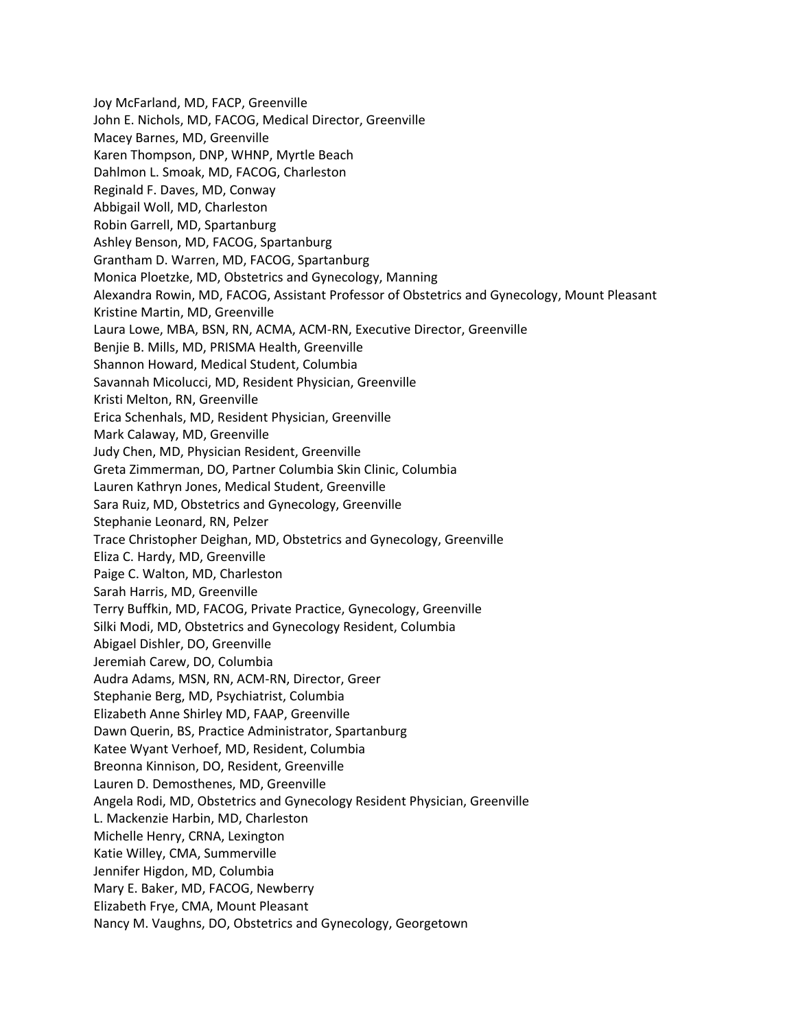Joy McFarland, MD, FACP, Greenville
John E. Nichols, MD, FACOG, Medical Director, Greenville
Macey Barnes, MD, Greenville
Karen Thompson, DNP, WHNP, Myrtle Beach
Dahlmon L. Smoak, MD, FACOG, Charleston
Reginald F. Daves, MD, Conway
Abbigail Woll, MD, Charleston
Robin Garrell, MD, Spartanburg
Ashley Benson, MD, FACOG, Spartanburg
Grantham D. Warren, MD, FACOG, Spartanburg
Monica Ploetzke, MD, Obstetrics and Gynecology, Manning
Alexandra Rowin, MD, FACOG, Assistant Professor of Obstetrics and Gynecology, Mount Pleasant
Kristine Martin, MD, Greenville
Laura Lowe, MBA, BSN, RN, ACMA, ACM-RN, Executive Director, Greenville
Benjie B. Mills, MD, PRISMA Health, Greenville
Shannon Howard, Medical Student, Columbia
Savannah Micolucci, MD, Resident Physician, Greenville
Kristi Melton, RN, Greenville
Erica Schenhals, MD, Resident Physician, Greenville
Mark Calaway, MD, Greenville
Judy Chen, MD, Physician Resident, Greenville
Greta Zimmerman, DO, Partner Columbia Skin Clinic, Columbia
Lauren Kathryn Jones, Medical Student, Greenville
Sara Ruiz, MD, Obstetrics and Gynecology, Greenville
Stephanie Leonard, RN, Pelzer
Trace Christopher Deighan, MD, Obstetrics and Gynecology, Greenville
Eliza C. Hardy, MD, Greenville
Paige C. Walton, MD, Charleston
Sarah Harris, MD, Greenville
Terry Buffkin, MD, FACOG, Private Practice, Gynecology, Greenville
Silki Modi, MD, Obstetrics and Gynecology Resident, Columbia
Abigael Dishler, DO, Greenville
Jeremiah Carew, DO, Columbia
Audra Adams, MSN, RN, ACM-RN, Director, Greer
Stephanie Berg, MD, Psychiatrist, Columbia
Elizabeth Anne Shirley MD, FAAP, Greenville
Dawn Querin, BS, Practice Administrator, Spartanburg
Katee Wyant Verhoef, MD, Resident, Columbia
Breonna Kinnison, DO, Resident, Greenville
Lauren D. Demosthenes, MD, Greenville
Angela Rodi, MD, Obstetrics and Gynecology Resident Physician, Greenville
L. Mackenzie Harbin, MD, Charleston
Michelle Henry, CRNA, Lexington
Katie Willey, CMA, Summerville
Jennifer Higdon, MD, Columbia
Mary E. Baker, MD, FACOG, Newberry
Elizabeth Frye, CMA, Mount Pleasant
Nancy M. Vaughns, DO, Obstetrics and Gynecology, Georgetown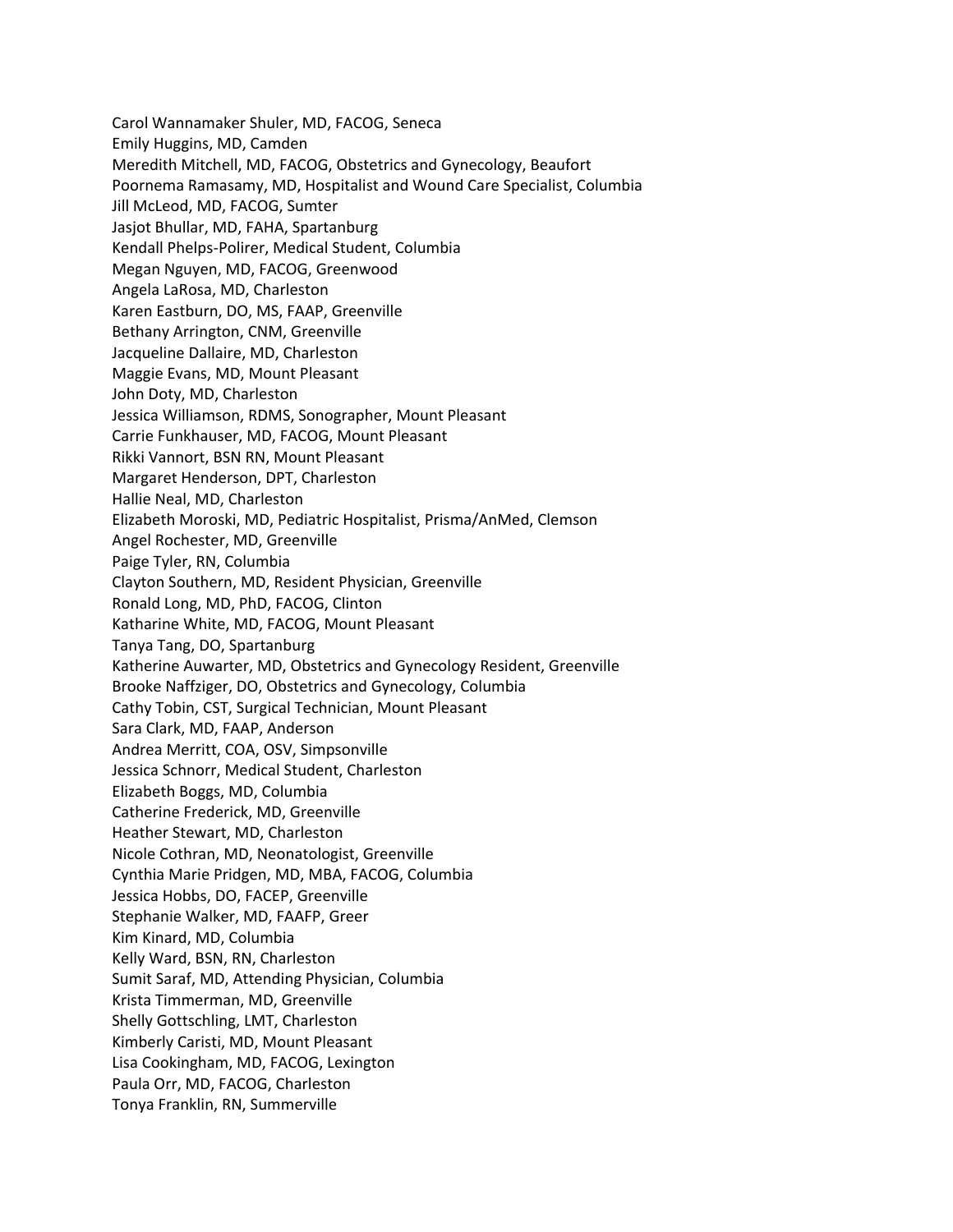Carol Wannamaker Shuler, MD, FACOG, Seneca
Emily Huggins, MD, Camden
Meredith Mitchell, MD, FACOG, Obstetrics and Gynecology, Beaufort
Poornema Ramasamy, MD, Hospitalist and Wound Care Specialist, Columbia
Jill McLeod, MD, FACOG, Sumter
Jasjot Bhullar, MD, FAHA, Spartanburg
Kendall Phelps-Polirer, Medical Student, Columbia
Megan Nguyen, MD, FACOG, Greenwood
Angela LaRosa, MD, Charleston
Karen Eastburn, DO, MS, FAAP, Greenville
Bethany Arrington, CNM, Greenville
Jacqueline Dallaire, MD, Charleston
Maggie Evans, MD, Mount Pleasant
John Doty, MD, Charleston
Jessica Williamson, RDMS, Sonographer, Mount Pleasant
Carrie Funkhauser, MD, FACOG, Mount Pleasant
Rikki Vannort, BSN RN, Mount Pleasant
Margaret Henderson, DPT, Charleston
Hallie Neal, MD, Charleston
Elizabeth Moroski, MD, Pediatric Hospitalist, Prisma/AnMed, Clemson
Angel Rochester, MD, Greenville
Paige Tyler, RN, Columbia
Clayton Southern, MD, Resident Physician, Greenville
Ronald Long, MD, PhD, FACOG, Clinton
Katharine White, MD, FACOG, Mount Pleasant
Tanya Tang, DO, Spartanburg
Katherine Auwarter, MD, Obstetrics and Gynecology Resident, Greenville
Brooke Naffziger, DO, Obstetrics and Gynecology, Columbia
Cathy Tobin, CST, Surgical Technician, Mount Pleasant
Sara Clark, MD, FAAP, Anderson
Andrea Merritt, COA, OSV, Simpsonville
Jessica Schnorr, Medical Student, Charleston
Elizabeth Boggs, MD, Columbia
Catherine Frederick, MD, Greenville
Heather Stewart, MD, Charleston
Nicole Cothran, MD, Neonatologist, Greenville
Cynthia Marie Pridgen, MD, MBA, FACOG, Columbia
Jessica Hobbs, DO, FACEP, Greenville
Stephanie Walker, MD, FAAFP, Greer
Kim Kinard, MD, Columbia
Kelly Ward, BSN, RN, Charleston
Sumit Saraf, MD, Attending Physician, Columbia
Krista Timmerman, MD, Greenville
Shelly Gottschling, LMT, Charleston
Kimberly Caristi, MD, Mount Pleasant
Lisa Cookingham, MD, FACOG, Lexington
Paula Orr, MD, FACOG, Charleston
Tonya Franklin, RN, Summerville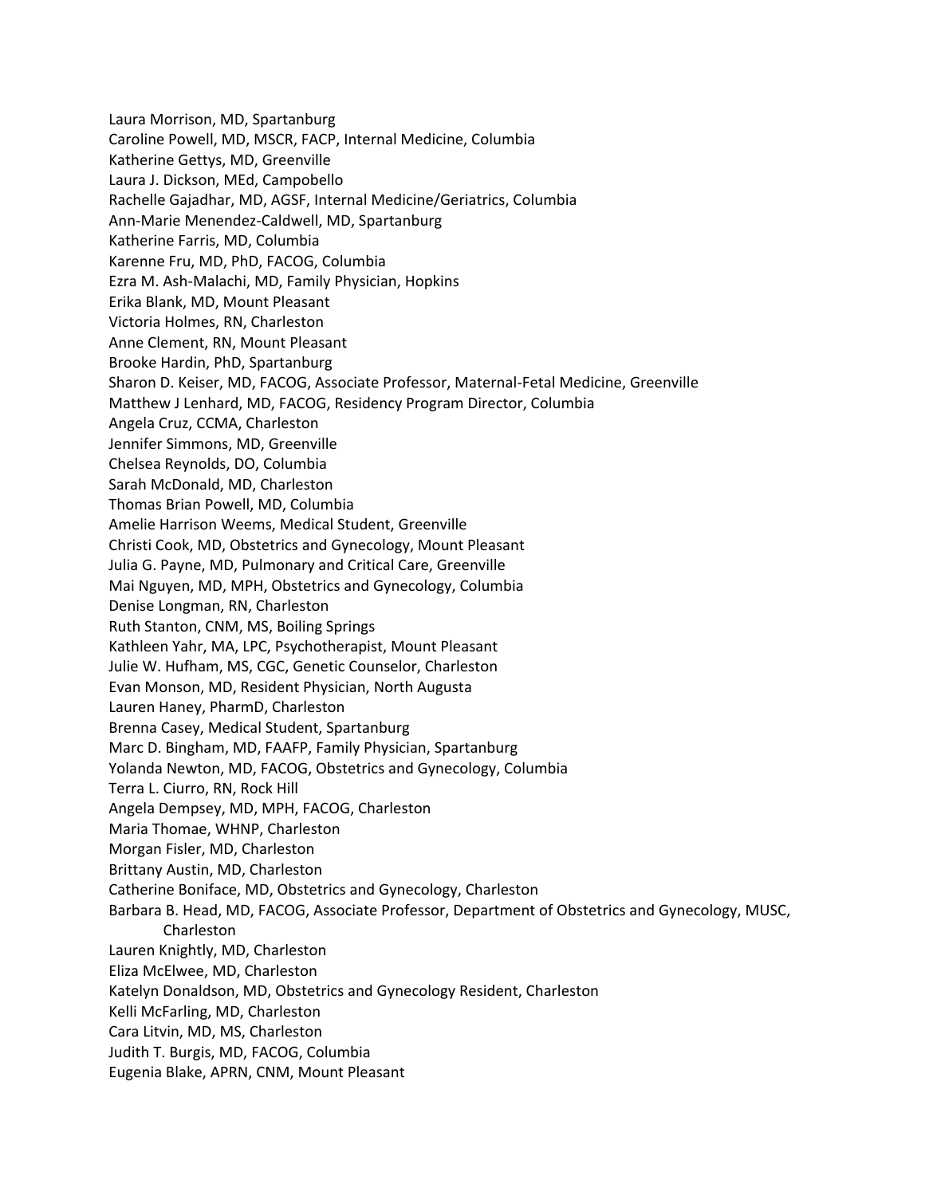Laura Morrison, MD, Spartanburg
Caroline Powell, MD, MSCR, FACP, Internal Medicine, Columbia
Katherine Gettys, MD, Greenville
Laura J. Dickson, MEd, Campobello
Rachelle Gajadhar, MD, AGSF, Internal Medicine/Geriatrics, Columbia
Ann-Marie Menendez-Caldwell, MD, Spartanburg
Katherine Farris, MD, Columbia
Karenne Fru, MD, PhD, FACOG, Columbia
Ezra M. Ash-Malachi, MD, Family Physician, Hopkins
Erika Blank, MD, Mount Pleasant
Victoria Holmes, RN, Charleston
Anne Clement, RN, Mount Pleasant
Brooke Hardin, PhD, Spartanburg
Sharon D. Keiser, MD, FACOG, Associate Professor, Maternal-Fetal Medicine, Greenville
Matthew J Lenhard, MD, FACOG, Residency Program Director, Columbia
Angela Cruz, CCMA, Charleston
Jennifer Simmons, MD, Greenville
Chelsea Reynolds, DO, Columbia
Sarah McDonald, MD, Charleston
Thomas Brian Powell, MD, Columbia
Amelie Harrison Weems, Medical Student, Greenville
Christi Cook, MD, Obstetrics and Gynecology, Mount Pleasant
Julia G. Payne, MD, Pulmonary and Critical Care, Greenville
Mai Nguyen, MD, MPH, Obstetrics and Gynecology, Columbia
Denise Longman, RN, Charleston
Ruth Stanton, CNM, MS, Boiling Springs
Kathleen Yahr, MA, LPC, Psychotherapist, Mount Pleasant
Julie W. Hufham, MS, CGC, Genetic Counselor, Charleston
Evan Monson, MD, Resident Physician, North Augusta
Lauren Haney, PharmD, Charleston
Brenna Casey, Medical Student, Spartanburg
Marc D. Bingham, MD, FAAFP, Family Physician, Spartanburg
Yolanda Newton, MD, FACOG, Obstetrics and Gynecology, Columbia
Terra L. Ciurro, RN, Rock Hill
Angela Dempsey, MD, MPH, FACOG, Charleston
Maria Thomae, WHNP, Charleston
Morgan Fisler, MD, Charleston
Brittany Austin, MD, Charleston
Catherine Boniface, MD, Obstetrics and Gynecology, Charleston
Barbara B. Head, MD, FACOG, Associate Professor, Department of Obstetrics and Gynecology, MUSC, Charleston
Lauren Knightly, MD, Charleston
Eliza McElwee, MD, Charleston
Katelyn Donaldson, MD, Obstetrics and Gynecology Resident, Charleston
Kelli McFarling, MD, Charleston
Cara Litvin, MD, MS, Charleston
Judith T. Burgis, MD, FACOG, Columbia
Eugenia Blake, APRN, CNM, Mount Pleasant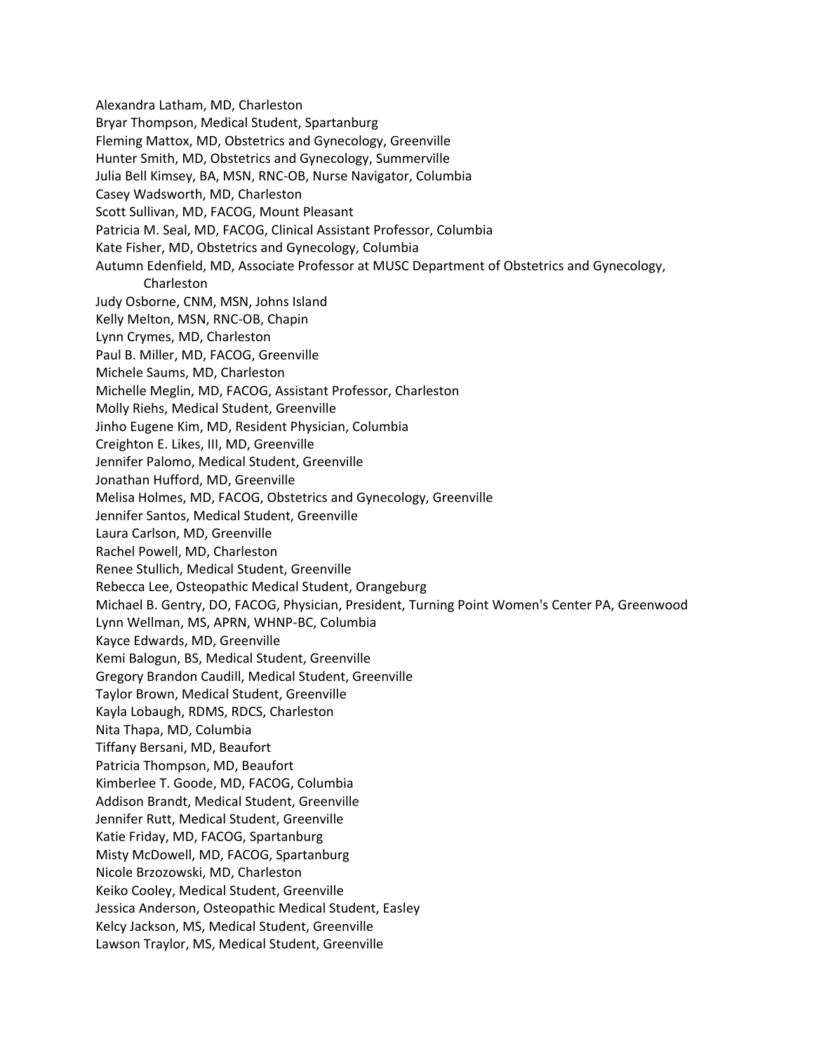Alexandra Latham, MD, Charleston
Bryar Thompson, Medical Student, Spartanburg
Fleming Mattox, MD, Obstetrics and Gynecology, Greenville
Hunter Smith, MD, Obstetrics and Gynecology, Summerville
Julia Bell Kimsey, BA, MSN, RNC-OB, Nurse Navigator, Columbia
Casey Wadsworth, MD, Charleston
Scott Sullivan, MD, FACOG, Mount Pleasant
Patricia M. Seal, MD, FACOG, Clinical Assistant Professor, Columbia
Kate Fisher, MD, Obstetrics and Gynecology, Columbia
Autumn Edenfield, MD, Associate Professor at MUSC Department of Obstetrics and Gynecology, Charleston
Judy Osborne, CNM, MSN, Johns Island
Kelly Melton, MSN, RNC-OB, Chapin
Lynn Crymes, MD, Charleston
Paul B. Miller, MD, FACOG, Greenville
Michele Saums, MD, Charleston
Michelle Meglin, MD, FACOG, Assistant Professor, Charleston
Molly Riehs, Medical Student, Greenville
Jinho Eugene Kim, MD, Resident Physician, Columbia
Creighton E. Likes, III, MD, Greenville
Jennifer Palomo, Medical Student, Greenville
Jonathan Hufford, MD, Greenville
Melisa Holmes, MD, FACOG, Obstetrics and Gynecology, Greenville
Jennifer Santos, Medical Student, Greenville
Laura Carlson, MD, Greenville
Rachel Powell, MD, Charleston
Renee Stullich, Medical Student, Greenville
Rebecca Lee, Osteopathic Medical Student, Orangeburg
Michael B. Gentry, DO, FACOG, Physician, President, Turning Point Women's Center PA, Greenwood
Lynn Wellman, MS, APRN, WHNP-BC, Columbia
Kayce Edwards, MD, Greenville
Kemi Balogun, BS, Medical Student, Greenville
Gregory Brandon Caudill, Medical Student, Greenville
Taylor Brown, Medical Student, Greenville
Kayla Lobaugh, RDMS, RDCS, Charleston
Nita Thapa, MD, Columbia
Tiffany Bersani, MD, Beaufort
Patricia Thompson, MD, Beaufort
Kimberlee T. Goode, MD, FACOG, Columbia
Addison Brandt, Medical Student, Greenville
Jennifer Rutt, Medical Student, Greenville
Katie Friday, MD, FACOG, Spartanburg
Misty McDowell, MD, FACOG, Spartanburg
Nicole Brzozowski, MD, Charleston
Keiko Cooley, Medical Student, Greenville
Jessica Anderson, Osteopathic Medical Student, Easley
Kelcy Jackson, MS, Medical Student, Greenville
Lawson Traylor, MS, Medical Student, Greenville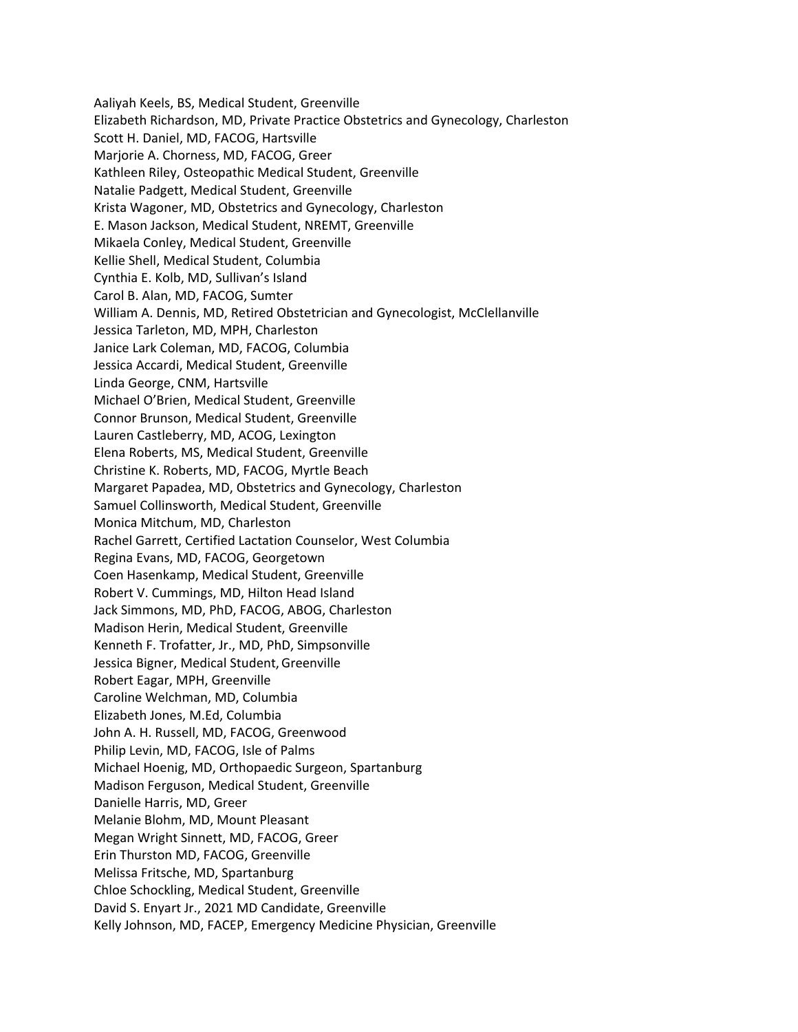Aaliyah Keels, BS, Medical Student, Greenville
Elizabeth Richardson, MD, Private Practice Obstetrics and Gynecology, Charleston
Scott H. Daniel, MD, FACOG, Hartsville
Marjorie A. Chorness, MD, FACOG, Greer
Kathleen Riley, Osteopathic Medical Student, Greenville
Natalie Padgett, Medical Student, Greenville
Krista Wagoner, MD, Obstetrics and Gynecology, Charleston
E. Mason Jackson, Medical Student, NREMT, Greenville
Mikaela Conley, Medical Student, Greenville
Kellie Shell, Medical Student, Columbia
Cynthia E. Kolb, MD, Sullivan's Island
Carol B. Alan, MD, FACOG, Sumter
William A. Dennis, MD, Retired Obstetrician and Gynecologist, McClellanville
Jessica Tarleton, MD, MPH, Charleston
Janice Lark Coleman, MD, FACOG, Columbia
Jessica Accardi, Medical Student, Greenville
Linda George, CNM, Hartsville
Michael O'Brien, Medical Student, Greenville
Connor Brunson, Medical Student, Greenville
Lauren Castleberry, MD, ACOG, Lexington
Elena Roberts, MS, Medical Student, Greenville
Christine K. Roberts, MD, FACOG, Myrtle Beach
Margaret Papadea, MD, Obstetrics and Gynecology, Charleston
Samuel Collinsworth, Medical Student, Greenville
Monica Mitchum, MD, Charleston
Rachel Garrett, Certified Lactation Counselor, West Columbia
Regina Evans, MD, FACOG, Georgetown
Coen Hasenkamp, Medical Student, Greenville
Robert V. Cummings, MD, Hilton Head Island
Jack Simmons, MD, PhD, FACOG, ABOG, Charleston
Madison Herin, Medical Student, Greenville
Kenneth F. Trofatter, Jr., MD, PhD, Simpsonville
Jessica Bigner, Medical Student, Greenville
Robert Eagar, MPH, Greenville
Caroline Welchman, MD, Columbia
Elizabeth Jones, M.Ed, Columbia
John A. H. Russell, MD, FACOG, Greenwood
Philip Levin, MD, FACOG, Isle of Palms
Michael Hoenig, MD, Orthopaedic Surgeon, Spartanburg
Madison Ferguson, Medical Student, Greenville
Danielle Harris, MD, Greer
Melanie Blohm, MD, Mount Pleasant
Megan Wright Sinnett, MD, FACOG, Greer
Erin Thurston MD, FACOG, Greenville
Melissa Fritsche, MD, Spartanburg
Chloe Schockling, Medical Student, Greenville
David S. Enyart Jr., 2021 MD Candidate, Greenville
Kelly Johnson, MD, FACEP, Emergency Medicine Physician, Greenville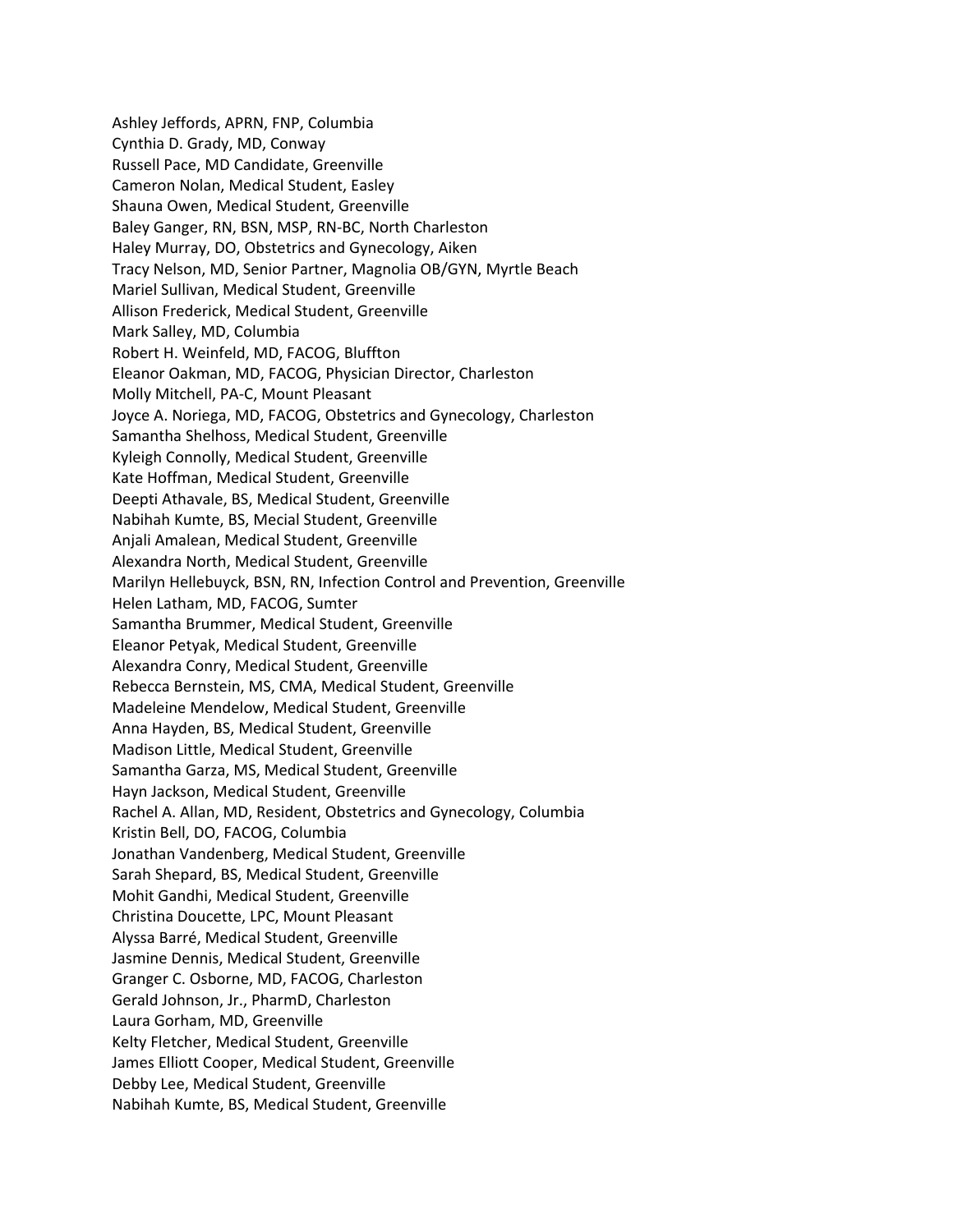Ashley Jeffords, APRN, FNP, Columbia  
Cynthia D. Grady, MD, Conway  
Russell Pace, MD Candidate, Greenville  
Cameron Nolan, Medical Student, Easley  
Shauna Owen, Medical Student, Greenville  
Baley Ganger, RN, BSN, MSP, RN-BC, North Charleston  
Haley Murray, DO, Obstetrics and Gynecology, Aiken  
Tracy Nelson, MD, Senior Partner, Magnolia OB/GYN, Myrtle Beach  
Mariel Sullivan, Medical Student, Greenville  
Allison Frederick, Medical Student, Greenville  
Mark Salley, MD, Columbia  
Robert H. Weinfeld, MD, FACOG, Bluffton  
Eleanor Oakman, MD, FACOG, Physician Director, Charleston  
Molly Mitchell, PA-C, Mount Pleasant  
Joyce A. Noriega, MD, FACOG, Obstetrics and Gynecology, Charleston  
Samantha Shelhoss, Medical Student, Greenville  
Kyleigh Connolly, Medical Student, Greenville  
Kate Hoffman, Medical Student, Greenville  
Deepti Athavale, BS, Medical Student, Greenville  
Nabihah Kumte, BS, Mecial Student, Greenville  
Anjali Amalean, Medical Student, Greenville  
Alexandra North, Medical Student, Greenville  
Marilyn Hellebuyck, BSN, RN, Infection Control and Prevention, Greenville  
Helen Latham, MD, FACOG, Sumter  
Samantha Brummer, Medical Student, Greenville  
Eleanor Petyak, Medical Student, Greenville  
Alexandra Conry, Medical Student, Greenville  
Rebecca Bernstein, MS, CMA, Medical Student, Greenville  
Madeleine Mendelow, Medical Student, Greenville  
Anna Hayden, BS, Medical Student, Greenville  
Madison Little, Medical Student, Greenville  
Samantha Garza, MS, Medical Student, Greenville  
Hayn Jackson, Medical Student, Greenville  
Rachel A. Allan, MD, Resident, Obstetrics and Gynecology, Columbia  
Kristin Bell, DO, FACOG, Columbia  
Jonathan Vandenberg, Medical Student, Greenville  
Sarah Shepard, BS, Medical Student, Greenville  
Mohit Gandhi, Medical Student, Greenville  
Christina Doucette, LPC, Mount Pleasant  
Alyssa Barré, Medical Student, Greenville  
Jasmine Dennis, Medical Student, Greenville  
Granger C. Osborne, MD, FACOG, Charleston  
Gerald Johnson, Jr., PharmD, Charleston  
Laura Gorham, MD, Greenville  
Kelty Fletcher, Medical Student, Greenville  
James Elliott Cooper, Medical Student, Greenville  
Debby Lee, Medical Student, Greenville  
Nabihah Kumte, BS, Medical Student, Greenville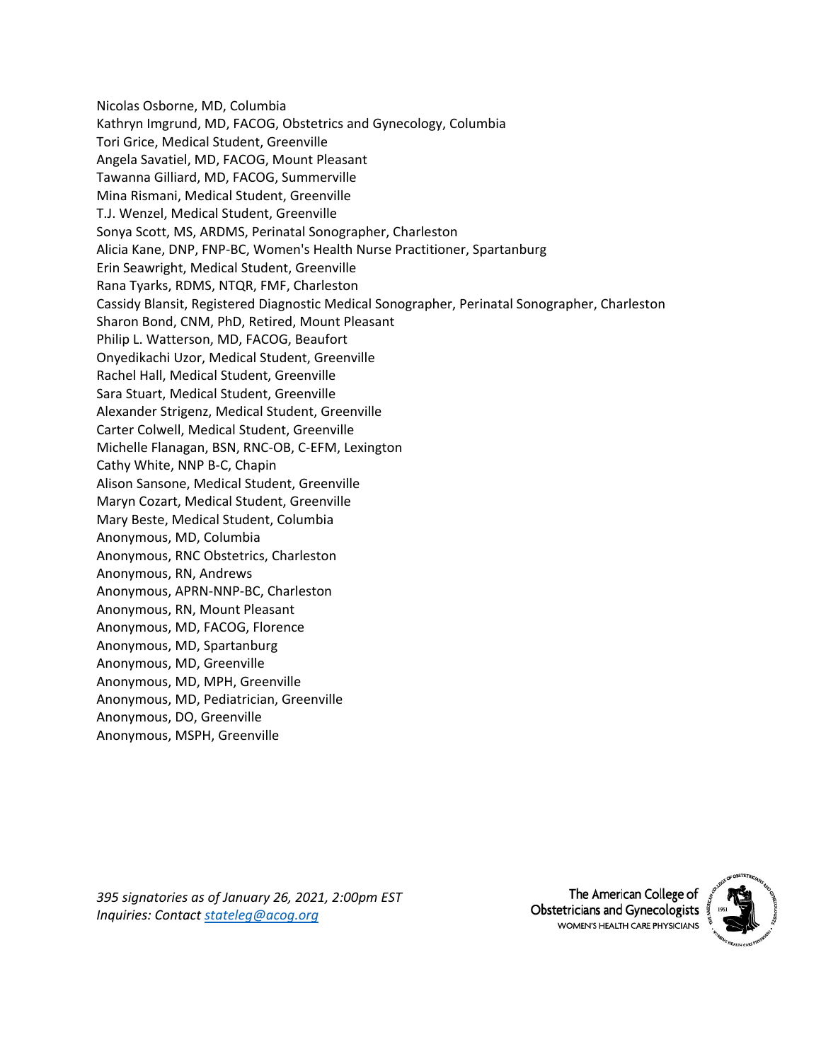Nicolas Osborne, MD, Columbia
Kathryn Imgrund, MD, FACOG, Obstetrics and Gynecology, Columbia
Tori Grice, Medical Student, Greenville
Angela Savatiel, MD, FACOG, Mount Pleasant
Tawanna Gilliard, MD, FACOG, Summerville
Mina Rismani, Medical Student, Greenville
T.J. Wenzel, Medical Student, Greenville
Sonya Scott, MS, ARDMS, Perinatal Sonographer, Charleston
Alicia Kane, DNP, FNP-BC, Women's Health Nurse Practitioner, Spartanburg
Erin Seawright, Medical Student, Greenville
Rana Tyarks, RDMS, NTQR, FMF, Charleston
Cassidy Blansit, Registered Diagnostic Medical Sonographer, Perinatal Sonographer, Charleston
Sharon Bond, CNM, PhD, Retired, Mount Pleasant
Philip L. Watterson, MD, FACOG, Beaufort
Onyedikachi Uzor, Medical Student, Greenville
Rachel Hall, Medical Student, Greenville
Sara Stuart, Medical Student, Greenville
Alexander Strigenz, Medical Student, Greenville
Carter Colwell, Medical Student, Greenville
Michelle Flanagan, BSN, RNC-OB, C-EFM, Lexington
Cathy White, NNP B-C, Chapin
Alison Sansone, Medical Student, Greenville
Maryn Cozart, Medical Student, Greenville
Mary Beste, Medical Student, Columbia
Anonymous, MD, Columbia
Anonymous, RNC Obstetrics, Charleston
Anonymous, RN, Andrews
Anonymous, APRN-NNP-BC, Charleston
Anonymous, RN, Mount Pleasant
Anonymous, MD, FACOG, Florence
Anonymous, MD, Spartanburg
Anonymous, MD, Greenville
Anonymous, MD, MPH, Greenville
Anonymous, MD, Pediatrician, Greenville
Anonymous, DO, Greenville
Anonymous, MSPH, Greenville

*395 signatories as of January 26, 2021, 2:00pm EST*
*Inquiries: Contact [stateleg@acog.org](mailto:stateleg@acog.org)*

The American College of Obstetricians and Gynecologists
WOMEN'S HEALTH CARE PHYSICIANS